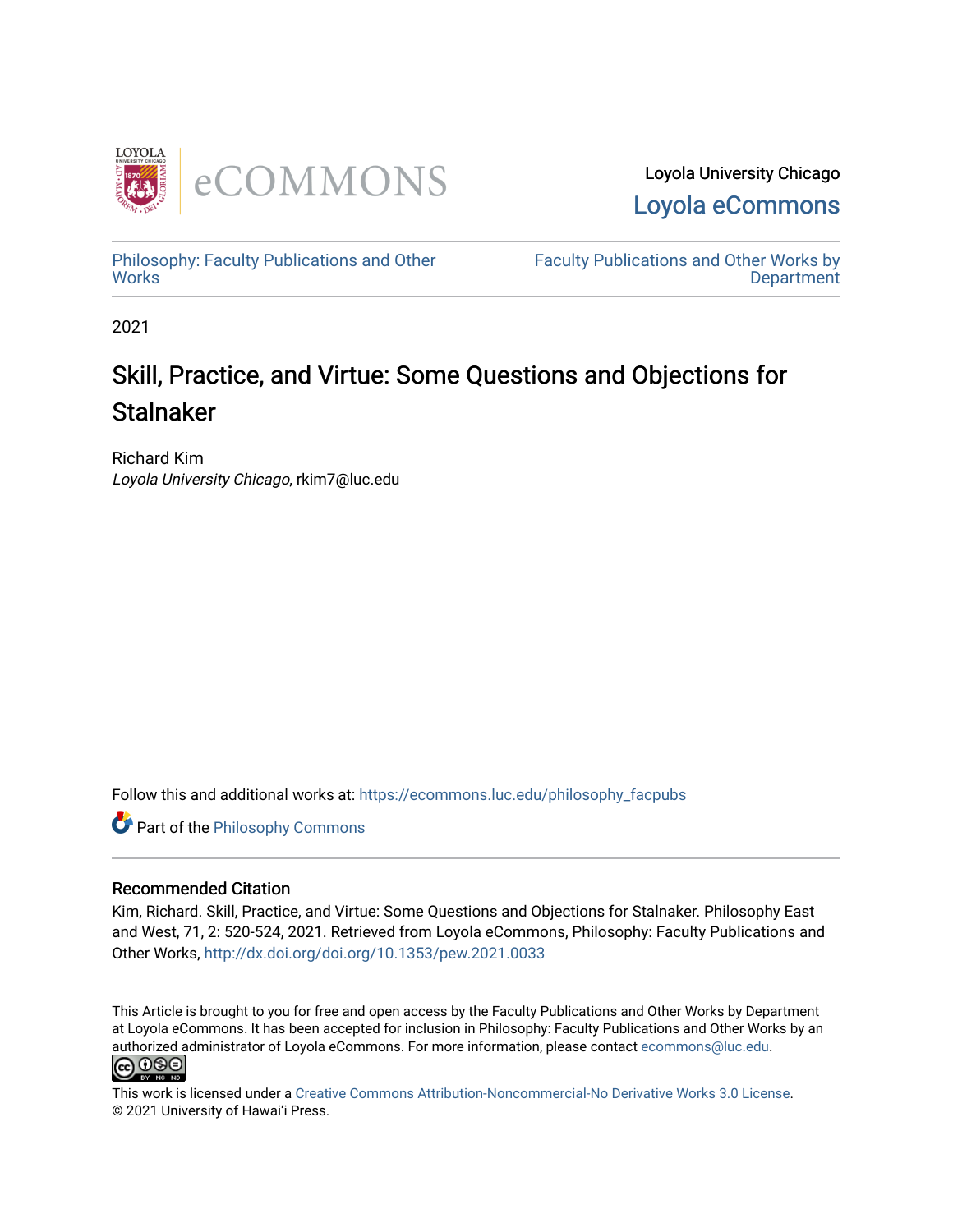Loyola University Chicago

Loyola eCommons

Philosophy: Faculty Publications and Other Works

Faculty Publications and Other Works by Department

2021

# Skill, Practice, and Virtue: Some Questions and Objections for Stalnaker

Richard Kim

*Loyola University Chicago*, rkim7@luc.edu

Follow this and additional works at: https://ecommons.luc.edu/philosophy_facpubs

Part of the Philosophy Commons

## Recommended Citation

Kim, Richard. Skill, Practice, and Virtue: Some Questions and Objections for Stalnaker. Philosophy East and West, 71, 2: 520-524, 2021. Retrieved from Loyola eCommons, Philosophy: Faculty Publications and Other Works, http://dx.doi.org/doi.org/10.1353/pew.2021.0033

This Article is brought to you for free and open access by the Faculty Publications and Other Works by Department at Loyola eCommons. It has been accepted for inclusion in Philosophy: Faculty Publications and Other Works by an authorized administrator of Loyola eCommons. For more information, please contact ecommons@luc.edu.

This work is licensed under a Creative Commons Attribution-Noncommercial-No Derivative Works 3.0 License.
© 2021 University of Hawaiʻi Press.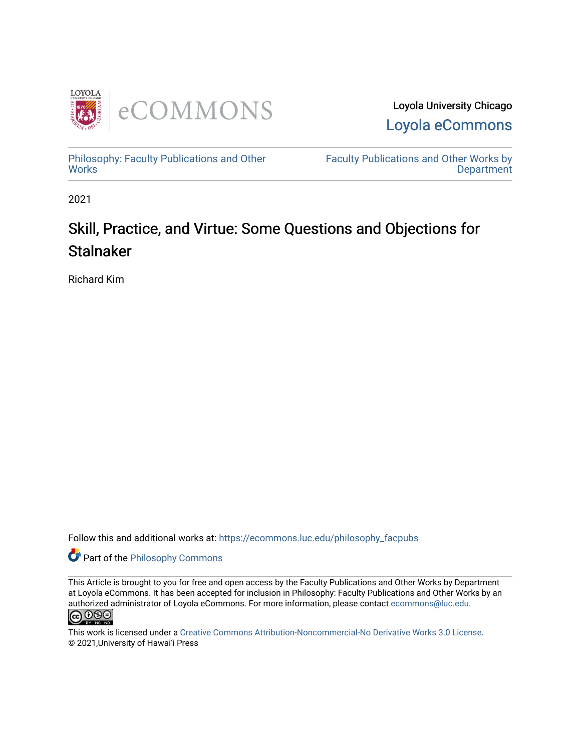Loyola University Chicago

Loyola eCommons

Philosophy: Faculty Publications and Other Works

Faculty Publications and Other Works by Department

2021

# Skill, Practice, and Virtue: Some Questions and Objections for Stalnaker

Richard Kim

Follow this and additional works at: https://ecommons.luc.edu/philosophy_facpubs

Part of the Philosophy Commons

This Article is brought to you for free and open access by the Faculty Publications and Other Works by Department at Loyola eCommons. It has been accepted for inclusion in Philosophy: Faculty Publications and Other Works by an authorized administrator of Loyola eCommons. For more information, please contact ecommons@luc.edu.

This work is licensed under a Creative Commons Attribution-Noncommercial-No Derivative Works 3.0 License.
© 2021,University of Hawai'i Press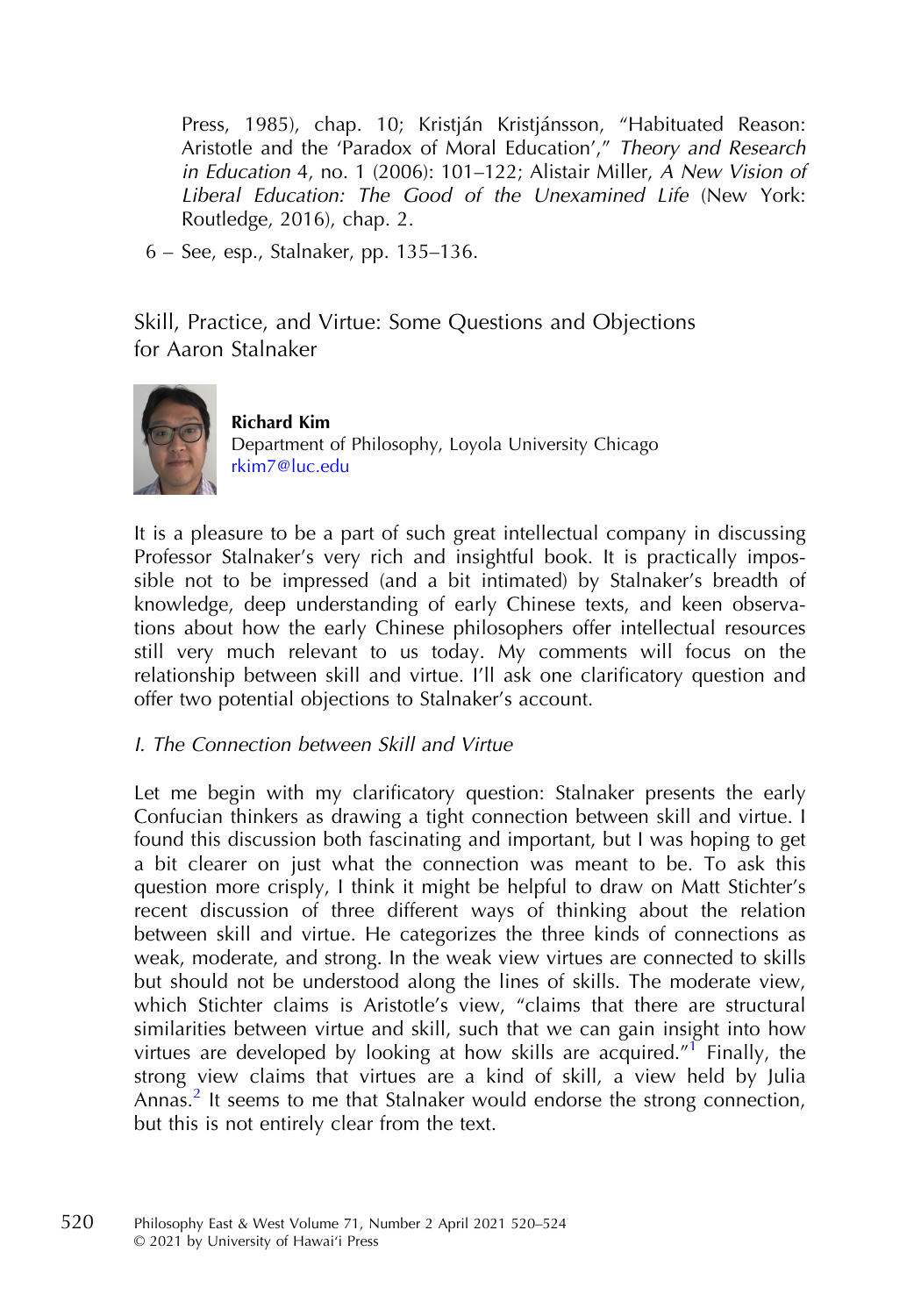Press, 1985), chap. 10; Kristján Kristjánsson, "Habituated Reason: Aristotle and the 'Paradox of Moral Education'," *Theory and Research in Education* 4, no. 1 (2006): 101–122; Alistair Miller, *A New Vision of Liberal Education: The Good of the Unexamined Life* (New York: Routledge, 2016), chap. 2.

6 – See, esp., Stalnaker, pp. 135–136.

## Skill, Practice, and Virtue: Some Questions and Objections for Aaron Stalnaker

**Richard Kim**
Department of Philosophy, Loyola University Chicago
rkim7@luc.edu

It is a pleasure to be a part of such great intellectual company in discussing Professor Stalnaker's very rich and insightful book. It is practically impossible not to be impressed (and a bit intimated) by Stalnaker's breadth of knowledge, deep understanding of early Chinese texts, and keen observations about how the early Chinese philosophers offer intellectual resources still very much relevant to us today. My comments will focus on the relationship between skill and virtue. I'll ask one clarificatory question and offer two potential objections to Stalnaker's account.

### *I. The Connection between Skill and Virtue*

Let me begin with my clarificatory question: Stalnaker presents the early Confucian thinkers as drawing a tight connection between skill and virtue. I found this discussion both fascinating and important, but I was hoping to get a bit clearer on just what the connection was meant to be. To ask this question more crisply, I think it might be helpful to draw on Matt Stichter's recent discussion of three different ways of thinking about the relation between skill and virtue. He categorizes the three kinds of connections as weak, moderate, and strong. In the weak view virtues are connected to skills but should not be understood along the lines of skills. The moderate view, which Stichter claims is Aristotle's view, "claims that there are structural similarities between virtue and skill, such that we can gain insight into how virtues are developed by looking at how skills are acquired."[1] Finally, the strong view claims that virtues are a kind of skill, a view held by Julia Annas.[2] It seems to me that Stalnaker would endorse the strong connection, but this is not entirely clear from the text.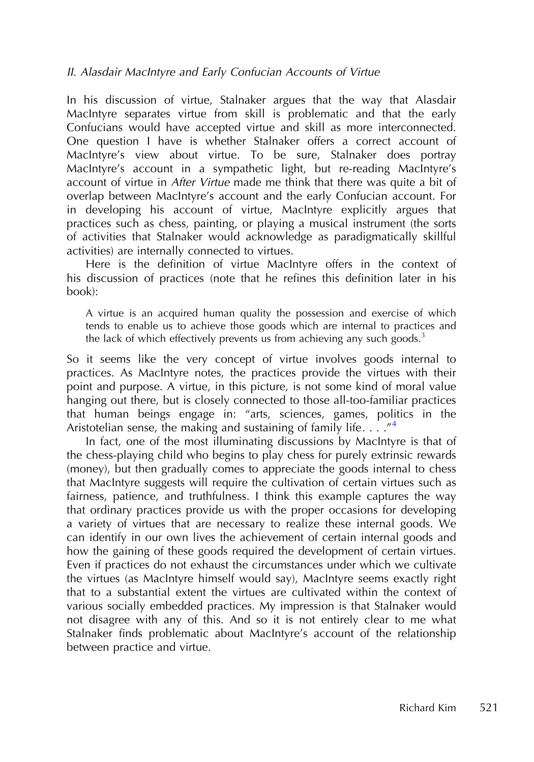## *II. Alasdair MacIntyre and Early Confucian Accounts of Virtue*

In his discussion of virtue, Stalnaker argues that the way that Alasdair MacIntyre separates virtue from skill is problematic and that the early Confucians would have accepted virtue and skill as more interconnected. One question I have is whether Stalnaker offers a correct account of MacIntyre's view about virtue. To be sure, Stalnaker does portray MacIntyre's account in a sympathetic light, but re-reading MacIntyre's account of virtue in *After Virtue* made me think that there was quite a bit of overlap between MacIntyre's account and the early Confucian account. For in developing his account of virtue, MacIntyre explicitly argues that practices such as chess, painting, or playing a musical instrument (the sorts of activities that Stalnaker would acknowledge as paradigmatically skillful activities) are internally connected to virtues.

Here is the definition of virtue MacIntyre offers in the context of his discussion of practices (note that he refines this definition later in his book):

> A virtue is an acquired human quality the possession and exercise of which tends to enable us to achieve those goods which are internal to practices and the lack of which effectively prevents us from achieving any such goods.[3]

So it seems like the very concept of virtue involves goods internal to practices. As MacIntyre notes, the practices provide the virtues with their point and purpose. A virtue, in this picture, is not some kind of moral value hanging out there, but is closely connected to those all-too-familiar practices that human beings engage in: "arts, sciences, games, politics in the Aristotelian sense, the making and sustaining of family life. . . ."[4]

In fact, one of the most illuminating discussions by MacIntyre is that of the chess-playing child who begins to play chess for purely extrinsic rewards (money), but then gradually comes to appreciate the goods internal to chess that MacIntyre suggests will require the cultivation of certain virtues such as fairness, patience, and truthfulness. I think this example captures the way that ordinary practices provide us with the proper occasions for developing a variety of virtues that are necessary to realize these internal goods. We can identify in our own lives the achievement of certain internal goods and how the gaining of these goods required the development of certain virtues. Even if practices do not exhaust the circumstances under which we cultivate the virtues (as MacIntyre himself would say), MacIntyre seems exactly right that to a substantial extent the virtues are cultivated within the context of various socially embedded practices. My impression is that Stalnaker would not disagree with any of this. And so it is not entirely clear to me what Stalnaker finds problematic about MacIntyre's account of the relationship between practice and virtue.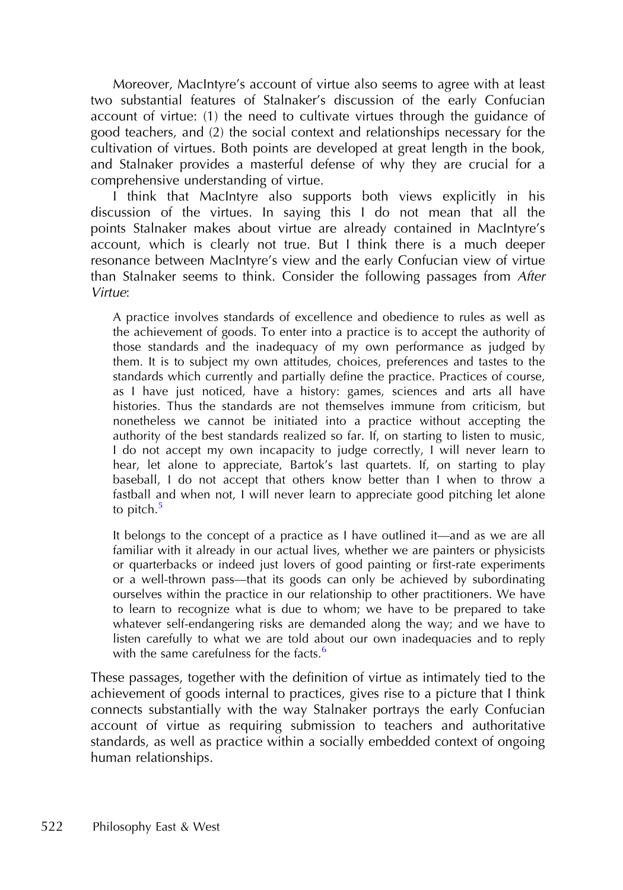Moreover, MacIntyre's account of virtue also seems to agree with at least two substantial features of Stalnaker's discussion of the early Confucian account of virtue: (1) the need to cultivate virtues through the guidance of good teachers, and (2) the social context and relationships necessary for the cultivation of virtues. Both points are developed at great length in the book, and Stalnaker provides a masterful defense of why they are crucial for a comprehensive understanding of virtue.

I think that MacIntyre also supports both views explicitly in his discussion of the virtues. In saying this I do not mean that all the points Stalnaker makes about virtue are already contained in MacIntyre's account, which is clearly not true. But I think there is a much deeper resonance between MacIntyre's view and the early Confucian view of virtue than Stalnaker seems to think. Consider the following passages from *After Virtue*:

> A practice involves standards of excellence and obedience to rules as well as the achievement of goods. To enter into a practice is to accept the authority of those standards and the inadequacy of my own performance as judged by them. It is to subject my own attitudes, choices, preferences and tastes to the standards which currently and partially define the practice. Practices of course, as I have just noticed, have a history: games, sciences and arts all have histories. Thus the standards are not themselves immune from criticism, but nonetheless we cannot be initiated into a practice without accepting the authority of the best standards realized so far. If, on starting to listen to music, I do not accept my own incapacity to judge correctly, I will never learn to hear, let alone to appreciate, Bartok's last quartets. If, on starting to play baseball, I do not accept that others know better than I when to throw a fastball and when not, I will never learn to appreciate good pitching let alone to pitch.[5]

> It belongs to the concept of a practice as I have outlined it—and as we are all familiar with it already in our actual lives, whether we are painters or physicists or quarterbacks or indeed just lovers of good painting or first-rate experiments or a well-thrown pass—that its goods can only be achieved by subordinating ourselves within the practice in our relationship to other practitioners. We have to learn to recognize what is due to whom; we have to be prepared to take whatever self-endangering risks are demanded along the way; and we have to listen carefully to what we are told about our own inadequacies and to reply with the same carefulness for the facts.[6]

These passages, together with the definition of virtue as intimately tied to the achievement of goods internal to practices, gives rise to a picture that I think connects substantially with the way Stalnaker portrays the early Confucian account of virtue as requiring submission to teachers and authoritative standards, as well as practice within a socially embedded context of ongoing human relationships.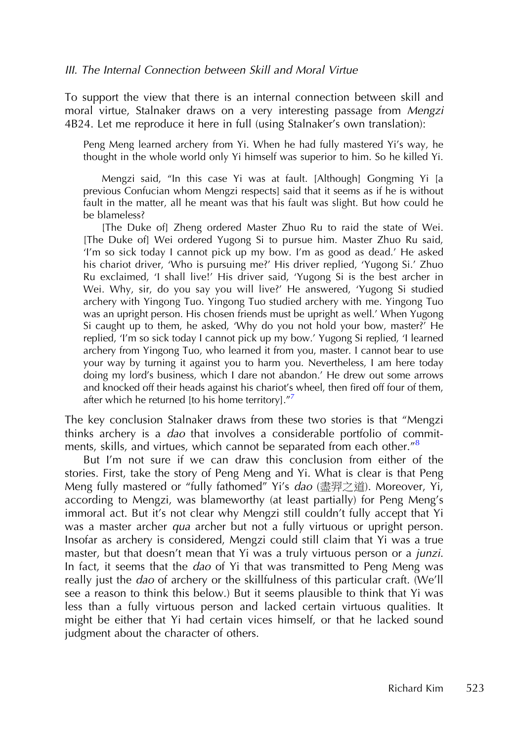### *III. The Internal Connection between Skill and Moral Virtue*

To support the view that there is an internal connection between skill and moral virtue, Stalnaker draws on a very interesting passage from *Mengzi* 4B24. Let me reproduce it here in full (using Stalnaker's own translation):

> Peng Meng learned archery from Yi. When he had fully mastered Yi's way, he thought in the whole world only Yi himself was superior to him. So he killed Yi.
>
> Mengzi said, "In this case Yi was at fault. [Although] Gongming Yi [a previous Confucian whom Mengzi respects] said that it seems as if he is without fault in the matter, all he meant was that his fault was slight. But how could he be blameless?
>
> [The Duke of] Zheng ordered Master Zhuo Ru to raid the state of Wei. [The Duke of] Wei ordered Yugong Si to pursue him. Master Zhuo Ru said, 'I'm so sick today I cannot pick up my bow. I'm as good as dead.' He asked his chariot driver, 'Who is pursuing me?' His driver replied, 'Yugong Si.' Zhuo Ru exclaimed, 'I shall live!' His driver said, 'Yugong Si is the best archer in Wei. Why, sir, do you say you will live?' He answered, 'Yugong Si studied archery with Yingong Tuo. Yingong Tuo studied archery with me. Yingong Tuo was an upright person. His chosen friends must be upright as well.' When Yugong Si caught up to them, he asked, 'Why do you not hold your bow, master?' He replied, 'I'm so sick today I cannot pick up my bow.' Yugong Si replied, 'I learned archery from Yingong Tuo, who learned it from you, master. I cannot bear to use your way by turning it against you to harm you. Nevertheless, I am here today doing my lord's business, which I dare not abandon.' He drew out some arrows and knocked off their heads against his chariot's wheel, then fired off four of them, after which he returned [to his home territory]."[7]

The key conclusion Stalnaker draws from these two stories is that "Mengzi thinks archery is a *dao* that involves a considerable portfolio of commitments, skills, and virtues, which cannot be separated from each other."[8]

But I'm not sure if we can draw this conclusion from either of the stories. First, take the story of Peng Meng and Yi. What is clear is that Peng Meng fully mastered or "fully fathomed" Yi's *dao* (盡羿之道). Moreover, Yi, according to Mengzi, was blameworthy (at least partially) for Peng Meng's immoral act. But it's not clear why Mengzi still couldn't fully accept that Yi was a master archer *qua* archer but not a fully virtuous or upright person. Insofar as archery is considered, Mengzi could still claim that Yi was a true master, but that doesn't mean that Yi was a truly virtuous person or a *junzi*. In fact, it seems that the *dao* of Yi that was transmitted to Peng Meng was really just the *dao* of archery or the skillfulness of this particular craft. (We'll see a reason to think this below.) But it seems plausible to think that Yi was less than a fully virtuous person and lacked certain virtuous qualities. It might be either that Yi had certain vices himself, or that he lacked sound judgment about the character of others.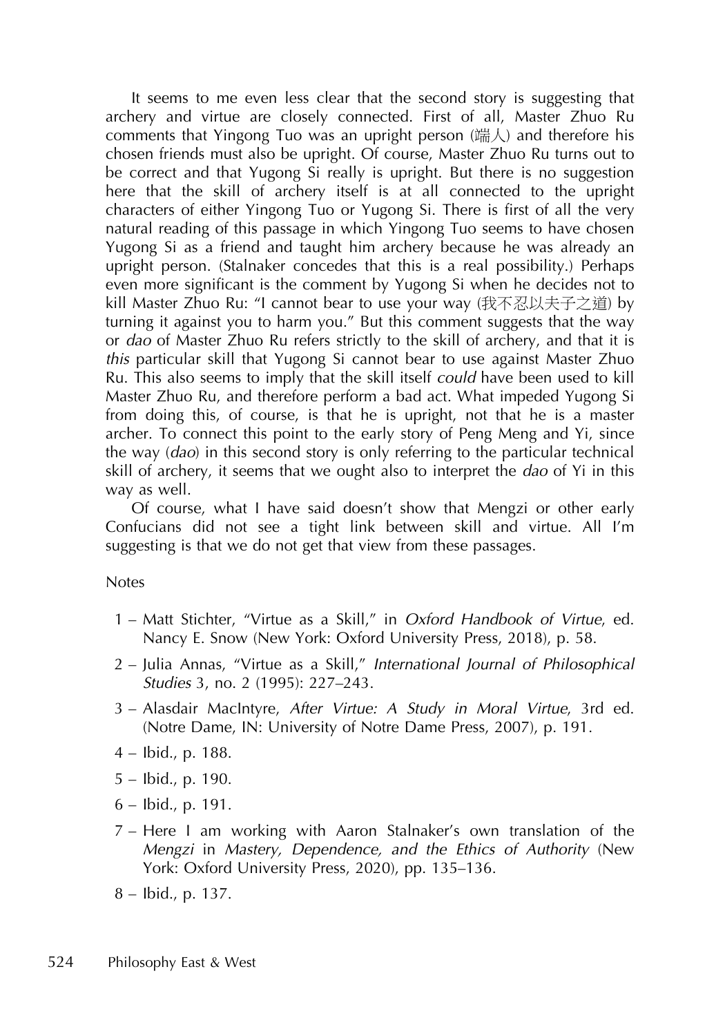It seems to me even less clear that the second story is suggesting that archery and virtue are closely connected. First of all, Master Zhuo Ru comments that Yingong Tuo was an upright person (端人) and therefore his chosen friends must also be upright. Of course, Master Zhuo Ru turns out to be correct and that Yugong Si really is upright. But there is no suggestion here that the skill of archery itself is at all connected to the upright characters of either Yingong Tuo or Yugong Si. There is first of all the very natural reading of this passage in which Yingong Tuo seems to have chosen Yugong Si as a friend and taught him archery because he was already an upright person. (Stalnaker concedes that this is a real possibility.) Perhaps even more significant is the comment by Yugong Si when he decides not to kill Master Zhuo Ru: "I cannot bear to use your way (我不忍以夫子之道) by turning it against you to harm you." But this comment suggests that the way or *dao* of Master Zhuo Ru refers strictly to the skill of archery, and that it is *this* particular skill that Yugong Si cannot bear to use against Master Zhuo Ru. This also seems to imply that the skill itself *could* have been used to kill Master Zhuo Ru, and therefore perform a bad act. What impeded Yugong Si from doing this, of course, is that he is upright, not that he is a master archer. To connect this point to the early story of Peng Meng and Yi, since the way (*dao*) in this second story is only referring to the particular technical skill of archery, it seems that we ought also to interpret the *dao* of Yi in this way as well.

Of course, what I have said doesn't show that Mengzi or other early Confucians did not see a tight link between skill and virtue. All I'm suggesting is that we do not get that view from these passages.

Notes

1 – Matt Stichter, "Virtue as a Skill," in *Oxford Handbook of Virtue*, ed. Nancy E. Snow (New York: Oxford University Press, 2018), p. 58.

2 – Julia Annas, "Virtue as a Skill," *International Journal of Philosophical Studies* 3, no. 2 (1995): 227–243.

3 – Alasdair MacIntyre, *After Virtue: A Study in Moral Virtue*, 3rd ed. (Notre Dame, IN: University of Notre Dame Press, 2007), p. 191.

4 – Ibid., p. 188.

5 – Ibid., p. 190.

6 – Ibid., p. 191.

7 – Here I am working with Aaron Stalnaker's own translation of the *Mengzi* in *Mastery, Dependence, and the Ethics of Authority* (New York: Oxford University Press, 2020), pp. 135–136.

8 – Ibid., p. 137.